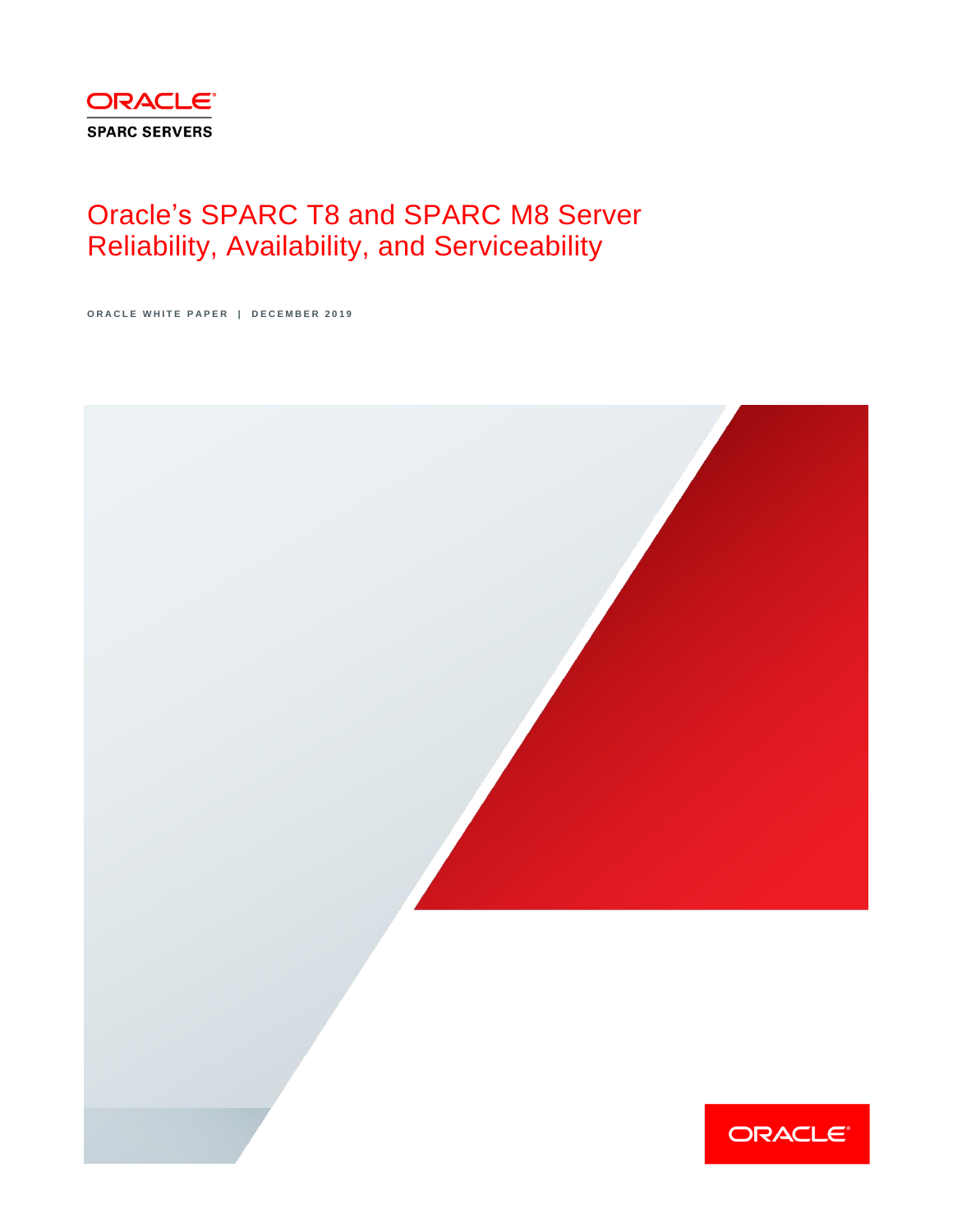ORACLE

SPARC SERVERS

# Oracle's SPARC T8 and SPARC M8 Server Reliability, Availability, and Serviceability

ORACLE WHITE PAPER | DECEMBER 2019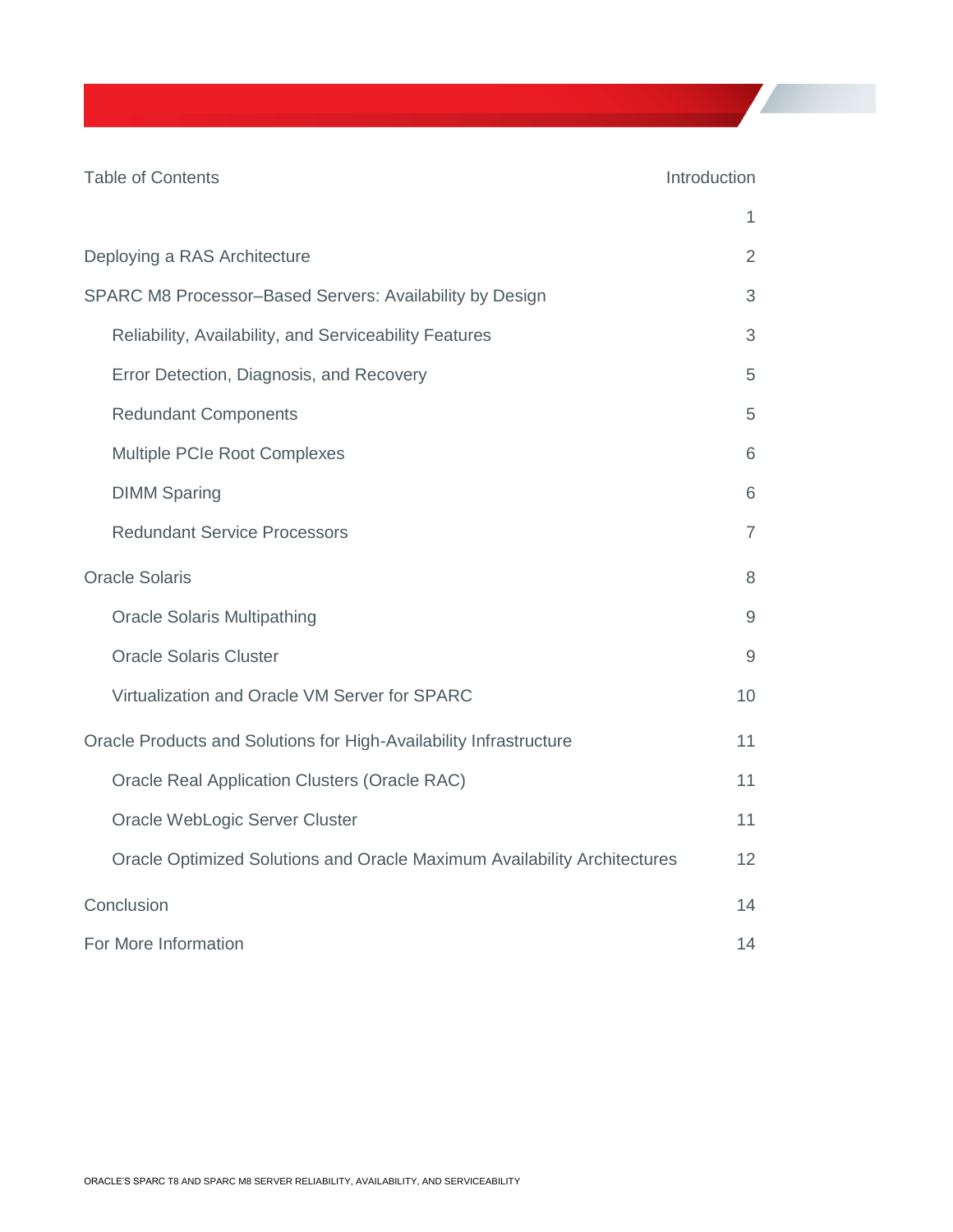Table of Contents

| | |
|---|---|
| Introduction | 1 |
| Deploying a RAS Architecture | 2 |
| SPARC M8 Processor–Based Servers: Availability by Design | 3 |
| Reliability, Availability, and Serviceability Features | 3 |
| Error Detection, Diagnosis, and Recovery | 5 |
| Redundant Components | 5 |
| Multiple PCIe Root Complexes | 6 |
| DIMM Sparing | 6 |
| Redundant Service Processors | 7 |
| Oracle Solaris | 8 |
| Oracle Solaris Multipathing | 9 |
| Oracle Solaris Cluster | 9 |
| Virtualization and Oracle VM Server for SPARC | 10 |
| Oracle Products and Solutions for High-Availability Infrastructure | 11 |
| Oracle Real Application Clusters (Oracle RAC) | 11 |
| Oracle WebLogic Server Cluster | 11 |
| Oracle Optimized Solutions and Oracle Maximum Availability Architectures | 12 |
| Conclusion | 14 |
| For More Information | 14 |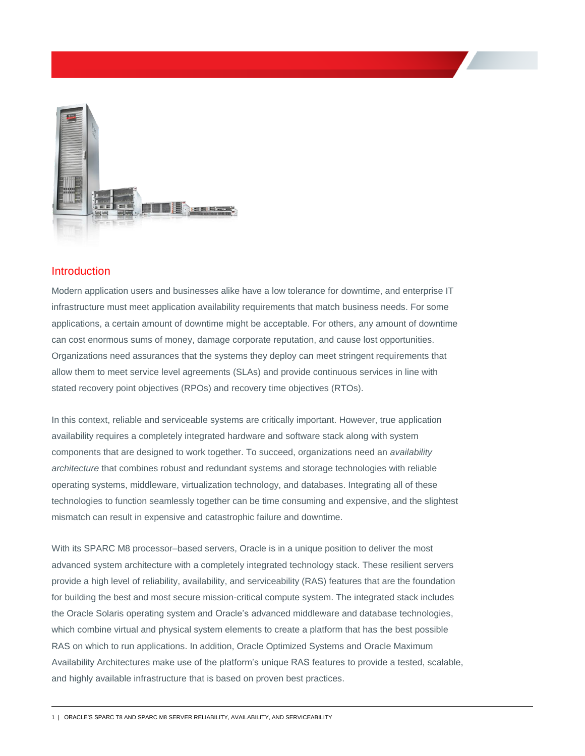## Introduction

Modern application users and businesses alike have a low tolerance for downtime, and enterprise IT infrastructure must meet application availability requirements that match business needs. For some applications, a certain amount of downtime might be acceptable. For others, any amount of downtime can cost enormous sums of money, damage corporate reputation, and cause lost opportunities. Organizations need assurances that the systems they deploy can meet stringent requirements that allow them to meet service level agreements (SLAs) and provide continuous services in line with stated recovery point objectives (RPOs) and recovery time objectives (RTOs).

In this context, reliable and serviceable systems are critically important. However, true application availability requires a completely integrated hardware and software stack along with system components that are designed to work together. To succeed, organizations need an *availability architecture* that combines robust and redundant systems and storage technologies with reliable operating systems, middleware, virtualization technology, and databases. Integrating all of these technologies to function seamlessly together can be time consuming and expensive, and the slightest mismatch can result in expensive and catastrophic failure and downtime.

With its SPARC M8 processor–based servers, Oracle is in a unique position to deliver the most advanced system architecture with a completely integrated technology stack. These resilient servers provide a high level of reliability, availability, and serviceability (RAS) features that are the foundation for building the best and most secure mission-critical compute system. The integrated stack includes the Oracle Solaris operating system and Oracle's advanced middleware and database technologies, which combine virtual and physical system elements to create a platform that has the best possible RAS on which to run applications. In addition, Oracle Optimized Systems and Oracle Maximum Availability Architectures make use of the platform's unique RAS features to provide a tested, scalable, and highly available infrastructure that is based on proven best practices.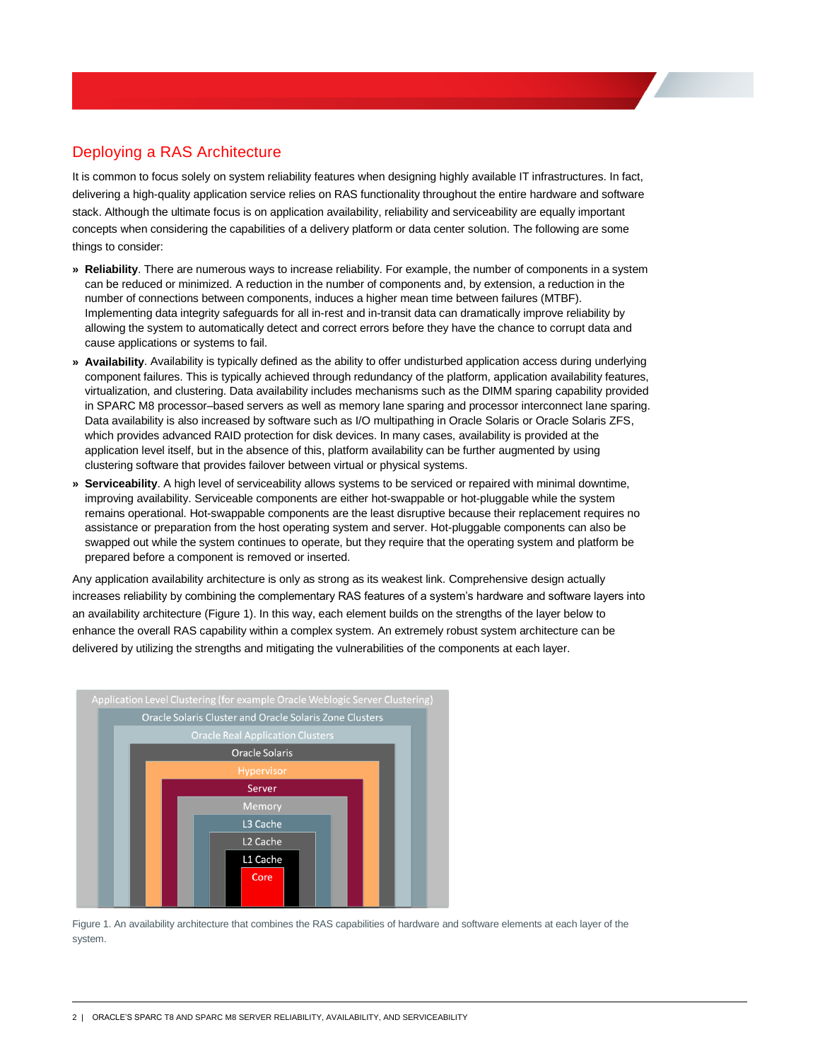## Deploying a RAS Architecture

It is common to focus solely on system reliability features when designing highly available IT infrastructures. In fact, delivering a high-quality application service relies on RAS functionality throughout the entire hardware and software stack. Although the ultimate focus is on application availability, reliability and serviceability are equally important concepts when considering the capabilities of a delivery platform or data center solution. The following are some things to consider:

- **Reliability**. There are numerous ways to increase reliability. For example, the number of components in a system can be reduced or minimized. A reduction in the number of components and, by extension, a reduction in the number of connections between components, induces a higher mean time between failures (MTBF). Implementing data integrity safeguards for all in-rest and in-transit data can dramatically improve reliability by allowing the system to automatically detect and correct errors before they have the chance to corrupt data and cause applications or systems to fail.
- **Availability**. Availability is typically defined as the ability to offer undisturbed application access during underlying component failures. This is typically achieved through redundancy of the platform, application availability features, virtualization, and clustering. Data availability includes mechanisms such as the DIMM sparing capability provided in SPARC M8 processor–based servers as well as memory lane sparing and processor interconnect lane sparing. Data availability is also increased by software such as I/O multipathing in Oracle Solaris or Oracle Solaris ZFS, which provides advanced RAID protection for disk devices. In many cases, availability is provided at the application level itself, but in the absence of this, platform availability can be further augmented by using clustering software that provides failover between virtual or physical systems.
- **Serviceability**. A high level of serviceability allows systems to be serviced or repaired with minimal downtime, improving availability. Serviceable components are either hot-swappable or hot-pluggable while the system remains operational. Hot-swappable components are the least disruptive because their replacement requires no assistance or preparation from the host operating system and server. Hot-pluggable components can also be swapped out while the system continues to operate, but they require that the operating system and platform be prepared before a component is removed or inserted.

Any application availability architecture is only as strong as its weakest link. Comprehensive design actually increases reliability by combining the complementary RAS features of a system's hardware and software layers into an availability architecture (Figure 1). In this way, each element builds on the strengths of the layer below to enhance the overall RAS capability within a complex system. An extremely robust system architecture can be delivered by utilizing the strengths and mitigating the vulnerabilities of the components at each layer.

Application Level Clustering (for example Oracle Weblogic Server Clustering)
Oracle Solaris Cluster and Oracle Solaris Zone Clusters
Oracle Real Application Clusters
Oracle Solaris
Hypervisor
Server
Memory
L3 Cache
L2 Cache
L1 Cache
Core

Figure 1. An availability architecture that combines the RAS capabilities of hardware and software elements at each layer of the system.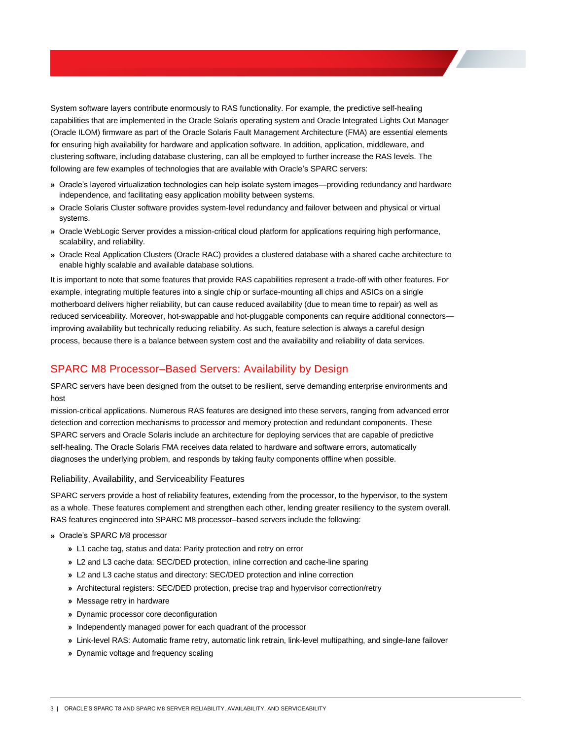System software layers contribute enormously to RAS functionality. For example, the predictive self-healing capabilities that are implemented in the Oracle Solaris operating system and Oracle Integrated Lights Out Manager (Oracle ILOM) firmware as part of the Oracle Solaris Fault Management Architecture (FMA) are essential elements for ensuring high availability for hardware and application software. In addition, application, middleware, and clustering software, including database clustering, can all be employed to further increase the RAS levels. The following are few examples of technologies that are available with Oracle's SPARC servers:

- Oracle's layered virtualization technologies can help isolate system images—providing redundancy and hardware independence, and facilitating easy application mobility between systems.
- Oracle Solaris Cluster software provides system-level redundancy and failover between and physical or virtual systems.
- Oracle WebLogic Server provides a mission-critical cloud platform for applications requiring high performance, scalability, and reliability.
- Oracle Real Application Clusters (Oracle RAC) provides a clustered database with a shared cache architecture to enable highly scalable and available database solutions.

It is important to note that some features that provide RAS capabilities represent a trade-off with other features. For example, integrating multiple features into a single chip or surface-mounting all chips and ASICs on a single motherboard delivers higher reliability, but can cause reduced availability (due to mean time to repair) as well as reduced serviceability. Moreover, hot-swappable and hot-pluggable components can require additional connectors—improving availability but technically reducing reliability. As such, feature selection is always a careful design process, because there is a balance between system cost and the availability and reliability of data services.

## SPARC M8 Processor–Based Servers: Availability by Design

SPARC servers have been designed from the outset to be resilient, serve demanding enterprise environments and host mission-critical applications. Numerous RAS features are designed into these servers, ranging from advanced error detection and correction mechanisms to processor and memory protection and redundant components. These SPARC servers and Oracle Solaris include an architecture for deploying services that are capable of predictive self-healing. The Oracle Solaris FMA receives data related to hardware and software errors, automatically diagnoses the underlying problem, and responds by taking faulty components offline when possible.

### Reliability, Availability, and Serviceability Features

SPARC servers provide a host of reliability features, extending from the processor, to the hypervisor, to the system as a whole. These features complement and strengthen each other, lending greater resiliency to the system overall. RAS features engineered into SPARC M8 processor–based servers include the following:

- Oracle's SPARC M8 processor
  - L1 cache tag, status and data: Parity protection and retry on error
  - L2 and L3 cache data: SEC/DED protection, inline correction and cache-line sparing
  - L2 and L3 cache status and directory: SEC/DED protection and inline correction
  - Architectural registers: SEC/DED protection, precise trap and hypervisor correction/retry
  - Message retry in hardware
  - Dynamic processor core deconfiguration
  - Independently managed power for each quadrant of the processor
  - Link-level RAS: Automatic frame retry, automatic link retrain, link-level multipathing, and single-lane failover
  - Dynamic voltage and frequency scaling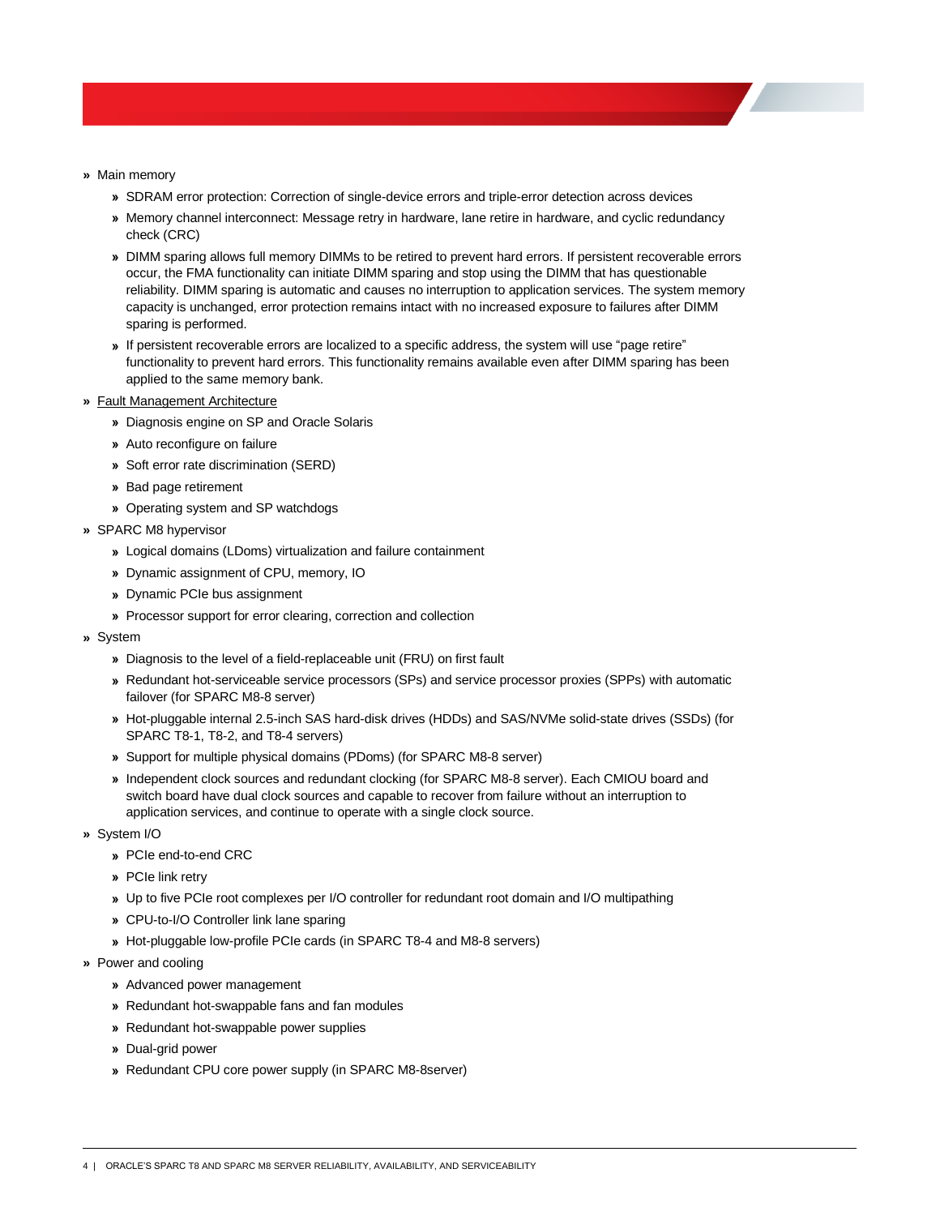- Main memory
    - SDRAM error protection: Correction of single-device errors and triple-error detection across devices
    - Memory channel interconnect: Message retry in hardware, lane retire in hardware, and cyclic redundancy check (CRC)
    - DIMM sparing allows full memory DIMMs to be retired to prevent hard errors. If persistent recoverable errors occur, the FMA functionality can initiate DIMM sparing and stop using the DIMM that has questionable reliability. DIMM sparing is automatic and causes no interruption to application services. The system memory capacity is unchanged, error protection remains intact with no increased exposure to failures after DIMM sparing is performed.
    - If persistent recoverable errors are localized to a specific address, the system will use “page retire” functionality to prevent hard errors. This functionality remains available even after DIMM sparing has been applied to the same memory bank.
- Fault Management Architecture
    - Diagnosis engine on SP and Oracle Solaris
    - Auto reconfigure on failure
    - Soft error rate discrimination (SERD)
    - Bad page retirement
    - Operating system and SP watchdogs
- SPARC M8 hypervisor
    - Logical domains (LDoms) virtualization and failure containment
    - Dynamic assignment of CPU, memory, IO
    - Dynamic PCIe bus assignment
    - Processor support for error clearing, correction and collection
- System
    - Diagnosis to the level of a field-replaceable unit (FRU) on first fault
    - Redundant hot-serviceable service processors (SPs) and service processor proxies (SPPs) with automatic failover (for SPARC M8-8 server)
    - Hot-pluggable internal 2.5-inch SAS hard-disk drives (HDDs) and SAS/NVMe solid-state drives (SSDs) (for SPARC T8-1, T8-2, and T8-4 servers)
    - Support for multiple physical domains (PDoms) (for SPARC M8-8 server)
    - Independent clock sources and redundant clocking (for SPARC M8-8 server). Each CMIOU board and switch board have dual clock sources and capable to recover from failure without an interruption to application services, and continue to operate with a single clock source.
- System I/O
    - PCIe end-to-end CRC
    - PCIe link retry
    - Up to five PCIe root complexes per I/O controller for redundant root domain and I/O multipathing
    - CPU-to-I/O Controller link lane sparing
    - Hot-pluggable low-profile PCIe cards (in SPARC T8-4 and M8-8 servers)
- Power and cooling
    - Advanced power management
    - Redundant hot-swappable fans and fan modules
    - Redundant hot-swappable power supplies
    - Dual-grid power
    - Redundant CPU core power supply (in SPARC M8-8server)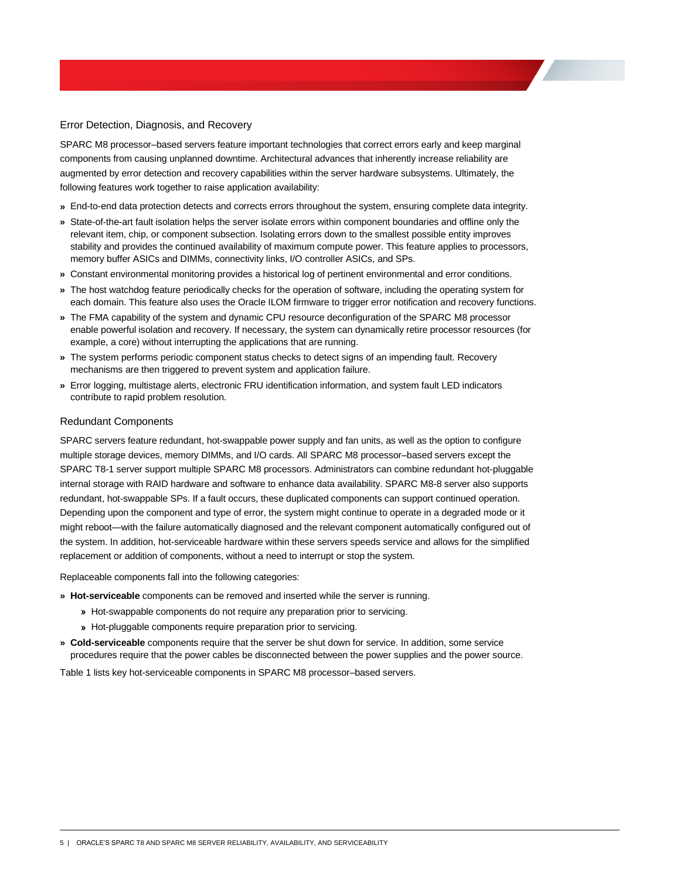### Error Detection, Diagnosis, and Recovery

SPARC M8 processor–based servers feature important technologies that correct errors early and keep marginal components from causing unplanned downtime. Architectural advances that inherently increase reliability are augmented by error detection and recovery capabilities within the server hardware subsystems. Ultimately, the following features work together to raise application availability:

- End-to-end data protection detects and corrects errors throughout the system, ensuring complete data integrity.
- State-of-the-art fault isolation helps the server isolate errors within component boundaries and offline only the relevant item, chip, or component subsection. Isolating errors down to the smallest possible entity improves stability and provides the continued availability of maximum compute power. This feature applies to processors, memory buffer ASICs and DIMMs, connectivity links, I/O controller ASICs, and SPs.
- Constant environmental monitoring provides a historical log of pertinent environmental and error conditions.
- The host watchdog feature periodically checks for the operation of software, including the operating system for each domain. This feature also uses the Oracle ILOM firmware to trigger error notification and recovery functions.
- The FMA capability of the system and dynamic CPU resource deconfiguration of the SPARC M8 processor enable powerful isolation and recovery. If necessary, the system can dynamically retire processor resources (for example, a core) without interrupting the applications that are running.
- The system performs periodic component status checks to detect signs of an impending fault. Recovery mechanisms are then triggered to prevent system and application failure.
- Error logging, multistage alerts, electronic FRU identification information, and system fault LED indicators contribute to rapid problem resolution.

### Redundant Components

SPARC servers feature redundant, hot-swappable power supply and fan units, as well as the option to configure multiple storage devices, memory DIMMs, and I/O cards. All SPARC M8 processor–based servers except the SPARC T8-1 server support multiple SPARC M8 processors. Administrators can combine redundant hot-pluggable internal storage with RAID hardware and software to enhance data availability. SPARC M8-8 server also supports redundant, hot-swappable SPs. If a fault occurs, these duplicated components can support continued operation. Depending upon the component and type of error, the system might continue to operate in a degraded mode or it might reboot—with the failure automatically diagnosed and the relevant component automatically configured out of the system. In addition, hot-serviceable hardware within these servers speeds service and allows for the simplified replacement or addition of components, without a need to interrupt or stop the system.

Replaceable components fall into the following categories:

- **Hot-serviceable** components can be removed and inserted while the server is running.
  - Hot-swappable components do not require any preparation prior to servicing.
  - Hot-pluggable components require preparation prior to servicing.
- **Cold-serviceable** components require that the server be shut down for service. In addition, some service procedures require that the power cables be disconnected between the power supplies and the power source.

Table 1 lists key hot-serviceable components in SPARC M8 processor–based servers.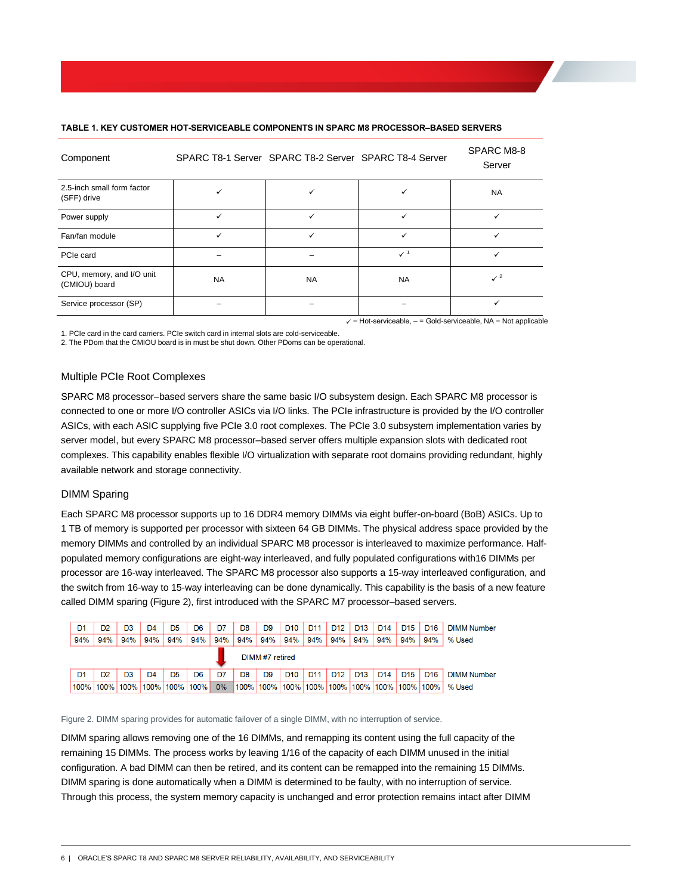**TABLE 1. KEY CUSTOMER HOT-SERVICEABLE COMPONENTS IN SPARC M8 PROCESSOR–BASED SERVERS**

| Component | SPARC T8-1 Server | SPARC T8-2 Server | SPARC T8-4 Server | SPARC M8-8 Server |
|---|---|---|---|---|
| 2.5-inch small form factor (SFF) drive | ✓ | ✓ | ✓ | NA |
| Power supply | ✓ | ✓ | ✓ | ✓ |
| Fan/fan module | ✓ | ✓ | ✓ | ✓ |
| PCIe card | – | – | ✓ [1] | ✓ |
| CPU, memory, and I/O unit (CMIOU) board | NA | NA | NA | ✓ [2] |
| Service processor (SP) | – | – | – | ✓ |

✓ = Hot-serviceable, – = Gold-serviceable, NA = Not applicable

1. PCIe card in the card carriers. PCIe switch card in internal slots are cold-serviceable.
2. The PDom that the CMIOU board is in must be shut down. Other PDoms can be operational.

## Multiple PCIe Root Complexes

SPARC M8 processor–based servers share the same basic I/O subsystem design. Each SPARC M8 processor is connected to one or more I/O controller ASICs via I/O links. The PCIe infrastructure is provided by the I/O controller ASICs, with each ASIC supplying five PCIe 3.0 root complexes. The PCIe 3.0 subsystem implementation varies by server model, but every SPARC M8 processor–based server offers multiple expansion slots with dedicated root complexes. This capability enables flexible I/O virtualization with separate root domains providing redundant, highly available network and storage connectivity.

## DIMM Sparing

Each SPARC M8 processor supports up to 16 DDR4 memory DIMMs via eight buffer-on-board (BoB) ASICs. Up to 1 TB of memory is supported per processor with sixteen 64 GB DIMMs. The physical address space provided by the memory DIMMs and controlled by an individual SPARC M8 processor is interleaved to maximize performance. Half-populated memory configurations are eight-way interleaved, and fully populated configurations with16 DIMMs per processor are 16-way interleaved. The SPARC M8 processor also supports a 15-way interleaved configuration, and the switch from 16-way to 15-way interleaving can be done dynamically. This capability is the basis of a new feature called DIMM sparing (Figure 2), first introduced with the SPARC M7 processor–based servers.

| D1 | D2 | D3 | D4 | D5 | D6 | D7 | D8 | D9 | D10 | D11 | D12 | D13 | D14 | D15 | D16 | DIMM Number |
|---|---|---|---|---|---|---|---|---|---|---|---|---|---|---|---|---|
| 94% | 94% | 94% | 94% | 94% | 94% | 94% | 94% | 94% | 94% | 94% | 94% | 94% | 94% | 94% | 94% | % Used |

DIMM #7 retired

| D1 | D2 | D3 | D4 | D5 | D6 | D7 | D8 | D9 | D10 | D11 | D12 | D13 | D14 | D15 | D16 | DIMM Number |
|---|---|---|---|---|---|---|---|---|---|---|---|---|---|---|---|---|
| 100% | 100% | 100% | 100% | 100% | 100% | 0% | 100% | 100% | 100% | 100% | 100% | 100% | 100% | 100% | 100% | % Used |

Figure 2. DIMM sparing provides for automatic failover of a single DIMM, with no interruption of service.

DIMM sparing allows removing one of the 16 DIMMs, and remapping its content using the full capacity of the remaining 15 DIMMs. The process works by leaving 1/16 of the capacity of each DIMM unused in the initial configuration. A bad DIMM can then be retired, and its content can be remapped into the remaining 15 DIMMs. DIMM sparing is done automatically when a DIMM is determined to be faulty, with no interruption of service. Through this process, the system memory capacity is unchanged and error protection remains intact after DIMM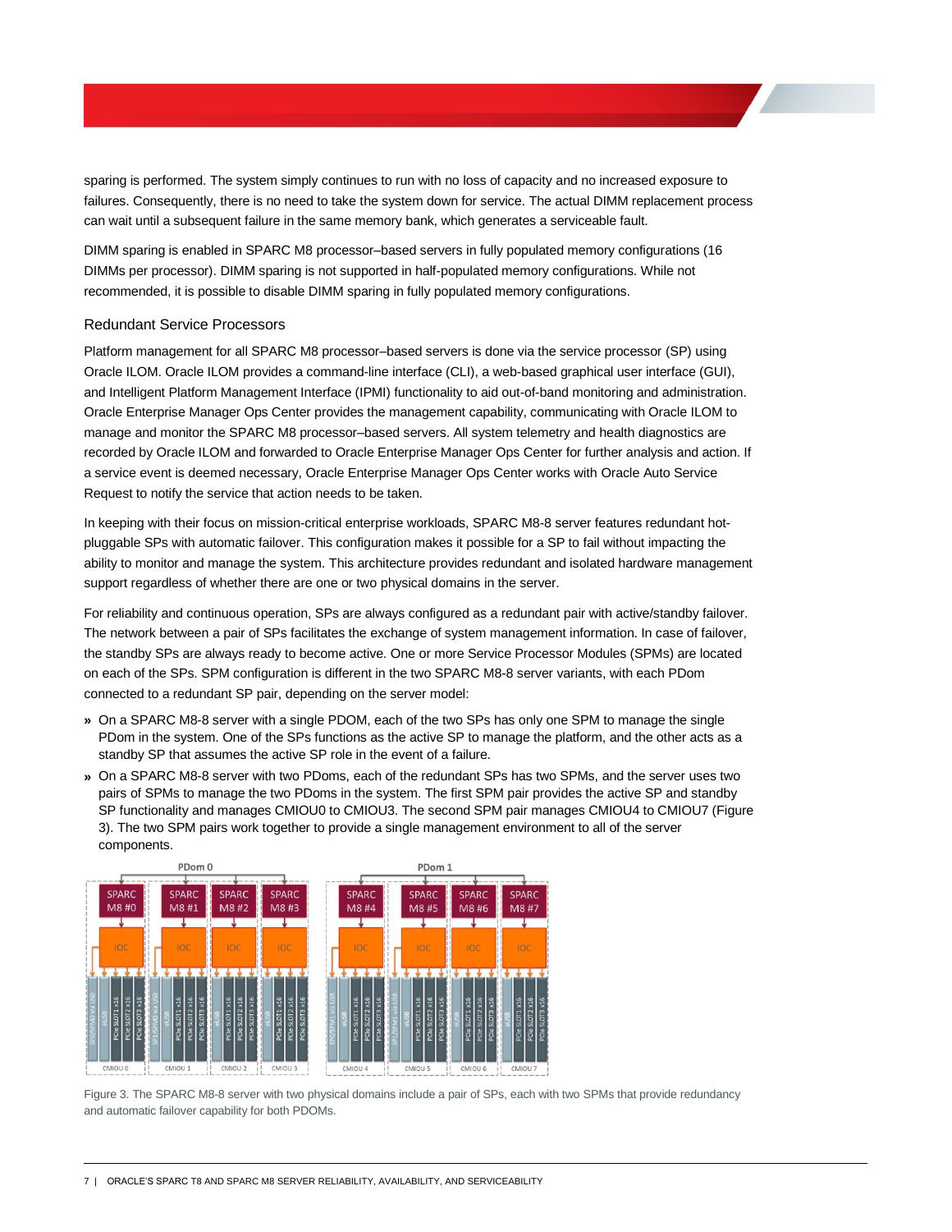sparing is performed. The system simply continues to run with no loss of capacity and no increased exposure to failures. Consequently, there is no need to take the system down for service. The actual DIMM replacement process can wait until a subsequent failure in the same memory bank, which generates a serviceable fault.

DIMM sparing is enabled in SPARC M8 processor–based servers in fully populated memory configurations (16 DIMMs per processor). DIMM sparing is not supported in half-populated memory configurations. While not recommended, it is possible to disable DIMM sparing in fully populated memory configurations.

### Redundant Service Processors

Platform management for all SPARC M8 processor–based servers is done via the service processor (SP) using Oracle ILOM. Oracle ILOM provides a command-line interface (CLI), a web-based graphical user interface (GUI), and Intelligent Platform Management Interface (IPMI) functionality to aid out-of-band monitoring and administration. Oracle Enterprise Manager Ops Center provides the management capability, communicating with Oracle ILOM to manage and monitor the SPARC M8 processor–based servers. All system telemetry and health diagnostics are recorded by Oracle ILOM and forwarded to Oracle Enterprise Manager Ops Center for further analysis and action. If a service event is deemed necessary, Oracle Enterprise Manager Ops Center works with Oracle Auto Service Request to notify the service that action needs to be taken.

In keeping with their focus on mission-critical enterprise workloads, SPARC M8-8 server features redundant hot-pluggable SPs with automatic failover. This configuration makes it possible for a SP to fail without impacting the ability to monitor and manage the system. This architecture provides redundant and isolated hardware management support regardless of whether there are one or two physical domains in the server.

For reliability and continuous operation, SPs are always configured as a redundant pair with active/standby failover. The network between a pair of SPs facilitates the exchange of system management information. In case of failover, the standby SPs are always ready to become active. One or more Service Processor Modules (SPMs) are located on each of the SPs. SPM configuration is different in the two SPARC M8-8 server variants, with each PDom connected to a redundant SP pair, depending on the server model:

- On a SPARC M8-8 server with a single PDOM, each of the two SPs has only one SPM to manage the single PDom in the system. One of the SPs functions as the active SP to manage the platform, and the other acts as a standby SP that assumes the active SP role in the event of a failure.
- On a SPARC M8-8 server with two PDoms, each of the redundant SPs has two SPMs, and the server uses two pairs of SPMs to manage the two PDoms in the system. The first SPM pair provides the active SP and standby SP functionality and manages CMIOU0 to CMIOU3. The second SPM pair manages CMIOU4 to CMIOU7 (Figure 3). The two SPM pairs work together to provide a single management environment to all of the server components.

Figure 3. The SPARC M8-8 server with two physical domains include a pair of SPs, each with two SPMs that provide redundancy and automatic failover capability for both PDOMs.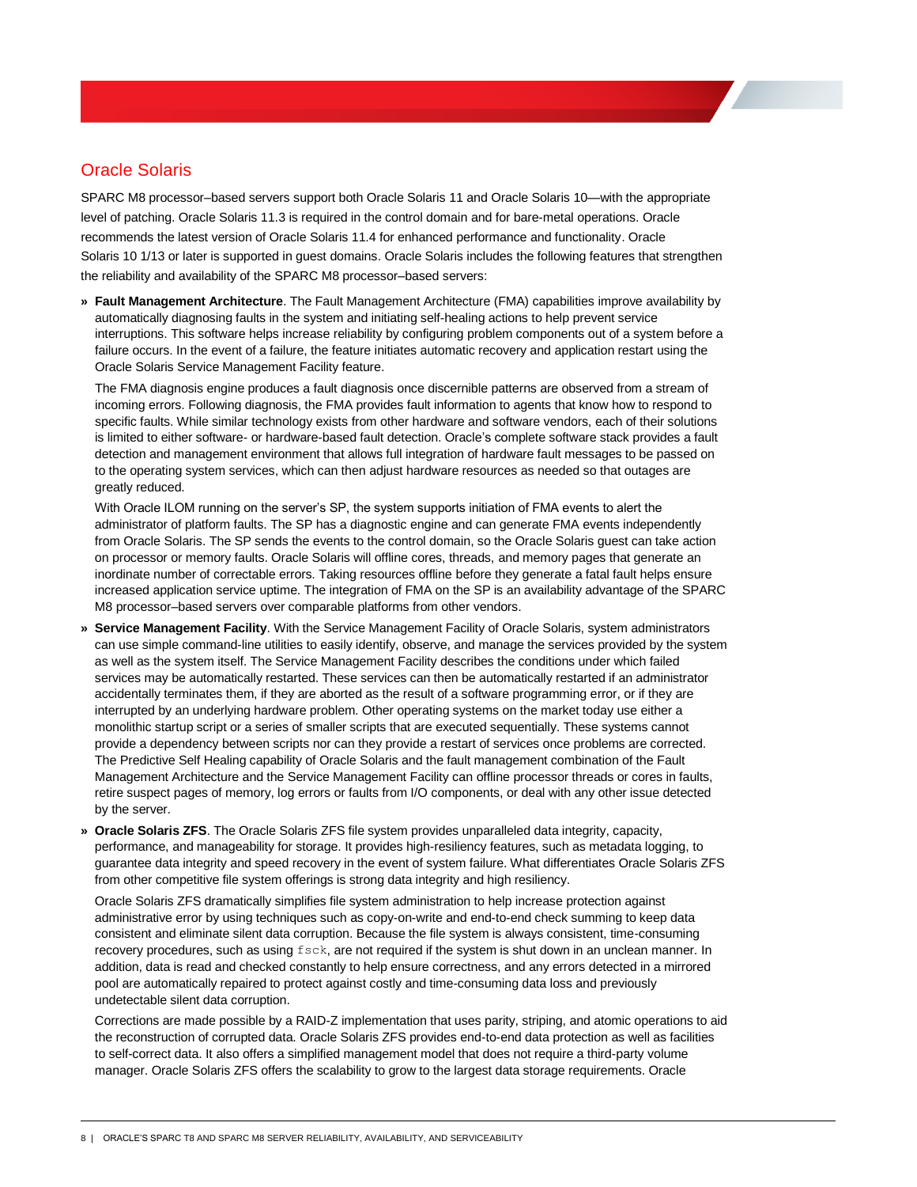## Oracle Solaris

SPARC M8 processor–based servers support both Oracle Solaris 11 and Oracle Solaris 10—with the appropriate level of patching. Oracle Solaris 11.3 is required in the control domain and for bare-metal operations. Oracle recommends the latest version of Oracle Solaris 11.4 for enhanced performance and functionality. Oracle Solaris 10 1/13 or later is supported in guest domains. Oracle Solaris includes the following features that strengthen the reliability and availability of the SPARC M8 processor–based servers:

- **Fault Management Architecture**. The Fault Management Architecture (FMA) capabilities improve availability by automatically diagnosing faults in the system and initiating self-healing actions to help prevent service interruptions. This software helps increase reliability by configuring problem components out of a system before a failure occurs. In the event of a failure, the feature initiates automatic recovery and application restart using the Oracle Solaris Service Management Facility feature.

  The FMA diagnosis engine produces a fault diagnosis once discernible patterns are observed from a stream of incoming errors. Following diagnosis, the FMA provides fault information to agents that know how to respond to specific faults. While similar technology exists from other hardware and software vendors, each of their solutions is limited to either software- or hardware-based fault detection. Oracle's complete software stack provides a fault detection and management environment that allows full integration of hardware fault messages to be passed on to the operating system services, which can then adjust hardware resources as needed so that outages are greatly reduced.

  With Oracle ILOM running on the server's SP, the system supports initiation of FMA events to alert the administrator of platform faults. The SP has a diagnostic engine and can generate FMA events independently from Oracle Solaris. The SP sends the events to the control domain, so the Oracle Solaris guest can take action on processor or memory faults. Oracle Solaris will offline cores, threads, and memory pages that generate an inordinate number of correctable errors. Taking resources offline before they generate a fatal fault helps ensure increased application service uptime. The integration of FMA on the SP is an availability advantage of the SPARC M8 processor–based servers over comparable platforms from other vendors.

- **Service Management Facility**. With the Service Management Facility of Oracle Solaris, system administrators can use simple command-line utilities to easily identify, observe, and manage the services provided by the system as well as the system itself. The Service Management Facility describes the conditions under which failed services may be automatically restarted. These services can then be automatically restarted if an administrator accidentally terminates them, if they are aborted as the result of a software programming error, or if they are interrupted by an underlying hardware problem. Other operating systems on the market today use either a monolithic startup script or a series of smaller scripts that are executed sequentially. These systems cannot provide a dependency between scripts nor can they provide a restart of services once problems are corrected. The Predictive Self Healing capability of Oracle Solaris and the fault management combination of the Fault Management Architecture and the Service Management Facility can offline processor threads or cores in faults, retire suspect pages of memory, log errors or faults from I/O components, or deal with any other issue detected by the server.

- **Oracle Solaris ZFS**. The Oracle Solaris ZFS file system provides unparalleled data integrity, capacity, performance, and manageability for storage. It provides high-resiliency features, such as metadata logging, to guarantee data integrity and speed recovery in the event of system failure. What differentiates Oracle Solaris ZFS from other competitive file system offerings is strong data integrity and high resiliency.

  Oracle Solaris ZFS dramatically simplifies file system administration to help increase protection against administrative error by using techniques such as copy-on-write and end-to-end check summing to keep data consistent and eliminate silent data corruption. Because the file system is always consistent, time-consuming recovery procedures, such as using `fsck`, are not required if the system is shut down in an unclean manner. In addition, data is read and checked constantly to help ensure correctness, and any errors detected in a mirrored pool are automatically repaired to protect against costly and time-consuming data loss and previously undetectable silent data corruption.

  Corrections are made possible by a RAID-Z implementation that uses parity, striping, and atomic operations to aid the reconstruction of corrupted data. Oracle Solaris ZFS provides end-to-end data protection as well as facilities to self-correct data. It also offers a simplified management model that does not require a third-party volume manager. Oracle Solaris ZFS offers the scalability to grow to the largest data storage requirements. Oracle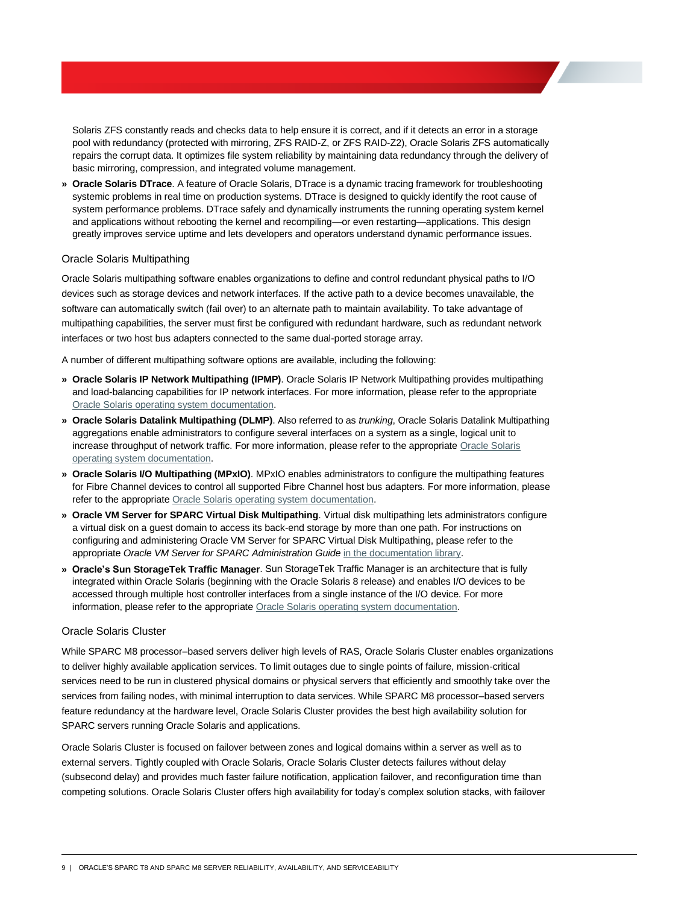Solaris ZFS constantly reads and checks data to help ensure it is correct, and if it detects an error in a storage pool with redundancy (protected with mirroring, ZFS RAID-Z, or ZFS RAID-Z2), Oracle Solaris ZFS automatically repairs the corrupt data. It optimizes file system reliability by maintaining data redundancy through the delivery of basic mirroring, compression, and integrated volume management.

- **Oracle Solaris DTrace**. A feature of Oracle Solaris, DTrace is a dynamic tracing framework for troubleshooting systemic problems in real time on production systems. DTrace is designed to quickly identify the root cause of system performance problems. DTrace safely and dynamically instruments the running operating system kernel and applications without rebooting the kernel and recompiling—or even restarting—applications. This design greatly improves service uptime and lets developers and operators understand dynamic performance issues.

### Oracle Solaris Multipathing

Oracle Solaris multipathing software enables organizations to define and control redundant physical paths to I/O devices such as storage devices and network interfaces. If the active path to a device becomes unavailable, the software can automatically switch (fail over) to an alternate path to maintain availability. To take advantage of multipathing capabilities, the server must first be configured with redundant hardware, such as redundant network interfaces or two host bus adapters connected to the same dual-ported storage array.

A number of different multipathing software options are available, including the following:

- **Oracle Solaris IP Network Multipathing (IPMP)**. Oracle Solaris IP Network Multipathing provides multipathing and load-balancing capabilities for IP network interfaces. For more information, please refer to the appropriate Oracle Solaris operating system documentation.
- **Oracle Solaris Datalink Multipathing (DLMP)**. Also referred to as *trunking*, Oracle Solaris Datalink Multipathing aggregations enable administrators to configure several interfaces on a system as a single, logical unit to increase throughput of network traffic. For more information, please refer to the appropriate Oracle Solaris operating system documentation.
- **Oracle Solaris I/O Multipathing (MPxIO)**. MPxIO enables administrators to configure the multipathing features for Fibre Channel devices to control all supported Fibre Channel host bus adapters. For more information, please refer to the appropriate Oracle Solaris operating system documentation.
- **Oracle VM Server for SPARC Virtual Disk Multipathing**. Virtual disk multipathing lets administrators configure a virtual disk on a guest domain to access its back-end storage by more than one path. For instructions on configuring and administering Oracle VM Server for SPARC Virtual Disk Multipathing, please refer to the appropriate *Oracle VM Server for SPARC Administration Guide* in the documentation library.
- **Oracle's Sun StorageTek Traffic Manager**. Sun StorageTek Traffic Manager is an architecture that is fully integrated within Oracle Solaris (beginning with the Oracle Solaris 8 release) and enables I/O devices to be accessed through multiple host controller interfaces from a single instance of the I/O device. For more information, please refer to the appropriate Oracle Solaris operating system documentation.

### Oracle Solaris Cluster

While SPARC M8 processor–based servers deliver high levels of RAS, Oracle Solaris Cluster enables organizations to deliver highly available application services. To limit outages due to single points of failure, mission-critical services need to be run in clustered physical domains or physical servers that efficiently and smoothly take over the services from failing nodes, with minimal interruption to data services. While SPARC M8 processor–based servers feature redundancy at the hardware level, Oracle Solaris Cluster provides the best high availability solution for SPARC servers running Oracle Solaris and applications.

Oracle Solaris Cluster is focused on failover between zones and logical domains within a server as well as to external servers. Tightly coupled with Oracle Solaris, Oracle Solaris Cluster detects failures without delay (subsecond delay) and provides much faster failure notification, application failover, and reconfiguration time than competing solutions. Oracle Solaris Cluster offers high availability for today's complex solution stacks, with failover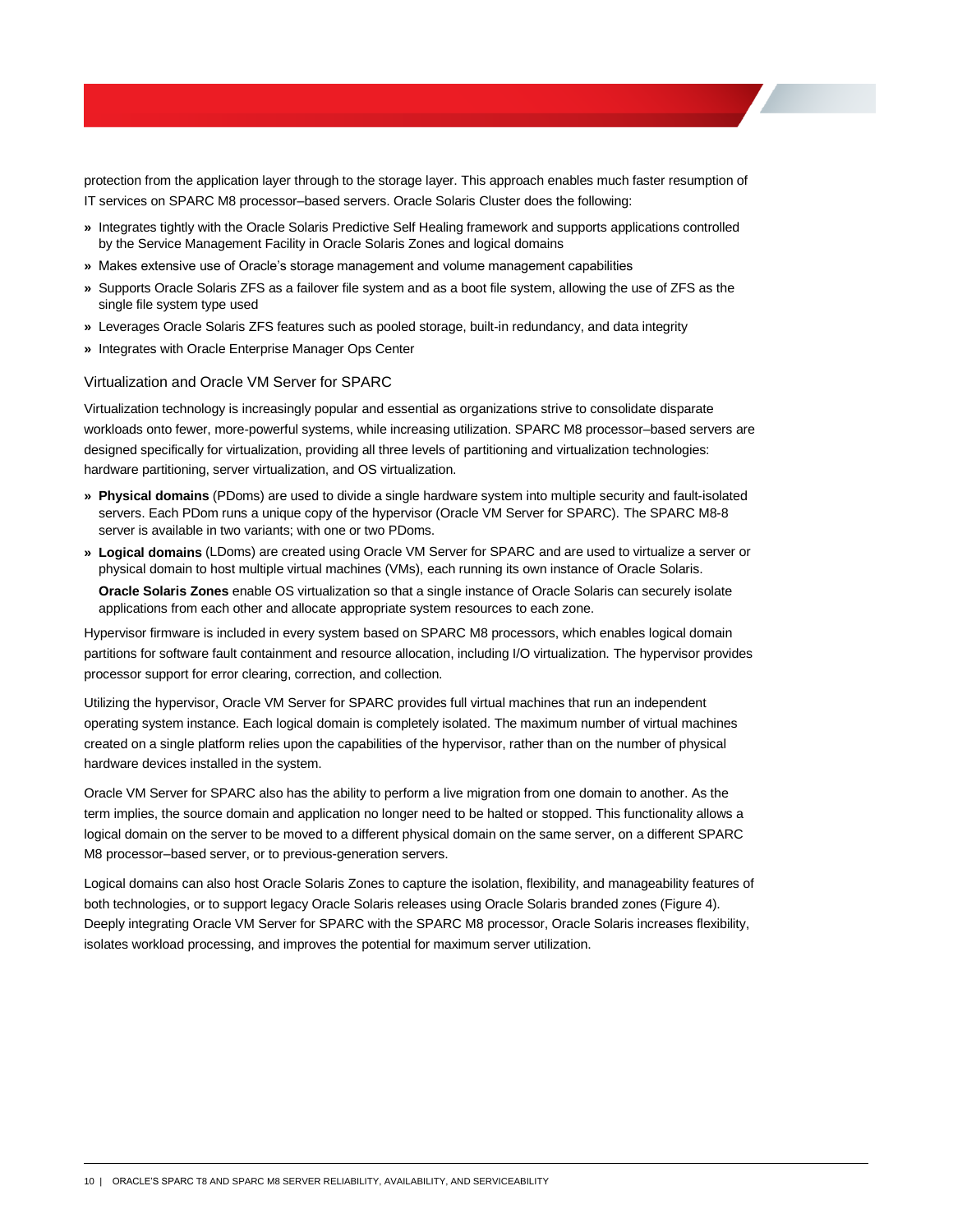protection from the application layer through to the storage layer. This approach enables much faster resumption of IT services on SPARC M8 processor–based servers. Oracle Solaris Cluster does the following:

- Integrates tightly with the Oracle Solaris Predictive Self Healing framework and supports applications controlled by the Service Management Facility in Oracle Solaris Zones and logical domains
- Makes extensive use of Oracle's storage management and volume management capabilities
- Supports Oracle Solaris ZFS as a failover file system and as a boot file system, allowing the use of ZFS as the single file system type used
- Leverages Oracle Solaris ZFS features such as pooled storage, built-in redundancy, and data integrity
- Integrates with Oracle Enterprise Manager Ops Center

### Virtualization and Oracle VM Server for SPARC

Virtualization technology is increasingly popular and essential as organizations strive to consolidate disparate workloads onto fewer, more-powerful systems, while increasing utilization. SPARC M8 processor–based servers are designed specifically for virtualization, providing all three levels of partitioning and virtualization technologies: hardware partitioning, server virtualization, and OS virtualization.

- **Physical domains** (PDoms) are used to divide a single hardware system into multiple security and fault-isolated servers. Each PDom runs a unique copy of the hypervisor (Oracle VM Server for SPARC). The SPARC M8-8 server is available in two variants; with one or two PDoms.
- **Logical domains** (LDoms) are created using Oracle VM Server for SPARC and are used to virtualize a server or physical domain to host multiple virtual machines (VMs), each running its own instance of Oracle Solaris.

  **Oracle Solaris Zones** enable OS virtualization so that a single instance of Oracle Solaris can securely isolate applications from each other and allocate appropriate system resources to each zone.

Hypervisor firmware is included in every system based on SPARC M8 processors, which enables logical domain partitions for software fault containment and resource allocation, including I/O virtualization. The hypervisor provides processor support for error clearing, correction, and collection.

Utilizing the hypervisor, Oracle VM Server for SPARC provides full virtual machines that run an independent operating system instance. Each logical domain is completely isolated. The maximum number of virtual machines created on a single platform relies upon the capabilities of the hypervisor, rather than on the number of physical hardware devices installed in the system.

Oracle VM Server for SPARC also has the ability to perform a live migration from one domain to another. As the term implies, the source domain and application no longer need to be halted or stopped. This functionality allows a logical domain on the server to be moved to a different physical domain on the same server, on a different SPARC M8 processor–based server, or to previous-generation servers.

Logical domains can also host Oracle Solaris Zones to capture the isolation, flexibility, and manageability features of both technologies, or to support legacy Oracle Solaris releases using Oracle Solaris branded zones (Figure 4). Deeply integrating Oracle VM Server for SPARC with the SPARC M8 processor, Oracle Solaris increases flexibility, isolates workload processing, and improves the potential for maximum server utilization.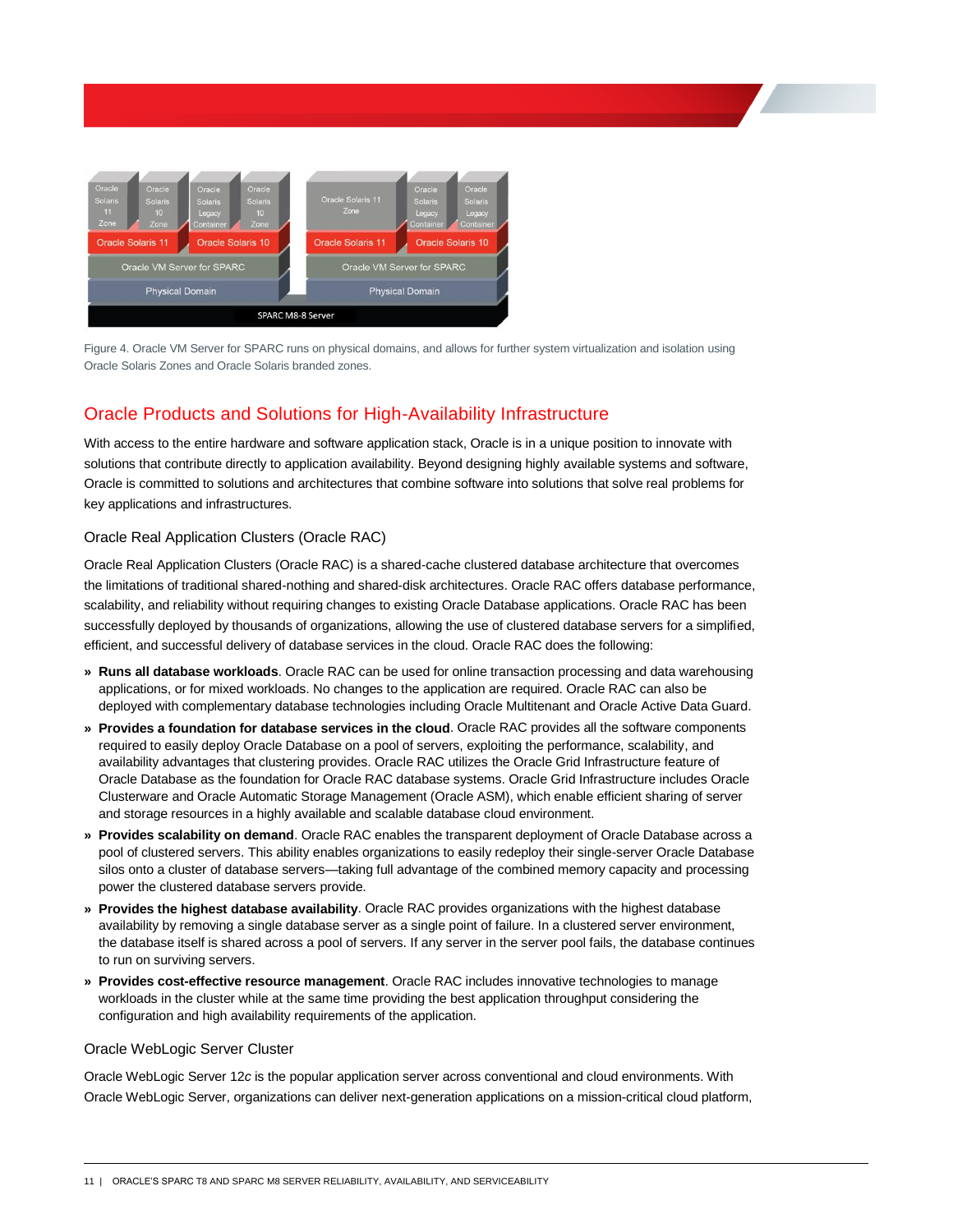Figure 4. Oracle VM Server for SPARC runs on physical domains, and allows for further system virtualization and isolation using Oracle Solaris Zones and Oracle Solaris branded zones.

## Oracle Products and Solutions for High-Availability Infrastructure

With access to the entire hardware and software application stack, Oracle is in a unique position to innovate with solutions that contribute directly to application availability. Beyond designing highly available systems and software, Oracle is committed to solutions and architectures that combine software into solutions that solve real problems for key applications and infrastructures.

### Oracle Real Application Clusters (Oracle RAC)

Oracle Real Application Clusters (Oracle RAC) is a shared-cache clustered database architecture that overcomes the limitations of traditional shared-nothing and shared-disk architectures. Oracle RAC offers database performance, scalability, and reliability without requiring changes to existing Oracle Database applications. Oracle RAC has been successfully deployed by thousands of organizations, allowing the use of clustered database servers for a simplified, efficient, and successful delivery of database services in the cloud. Oracle RAC does the following:

- **Runs all database workloads**. Oracle RAC can be used for online transaction processing and data warehousing applications, or for mixed workloads. No changes to the application are required. Oracle RAC can also be deployed with complementary database technologies including Oracle Multitenant and Oracle Active Data Guard.
- **Provides a foundation for database services in the cloud**. Oracle RAC provides all the software components required to easily deploy Oracle Database on a pool of servers, exploiting the performance, scalability, and availability advantages that clustering provides. Oracle RAC utilizes the Oracle Grid Infrastructure feature of Oracle Database as the foundation for Oracle RAC database systems. Oracle Grid Infrastructure includes Oracle Clusterware and Oracle Automatic Storage Management (Oracle ASM), which enable efficient sharing of server and storage resources in a highly available and scalable database cloud environment.
- **Provides scalability on demand**. Oracle RAC enables the transparent deployment of Oracle Database across a pool of clustered servers. This ability enables organizations to easily redeploy their single-server Oracle Database silos onto a cluster of database servers—taking full advantage of the combined memory capacity and processing power the clustered database servers provide.
- **Provides the highest database availability**. Oracle RAC provides organizations with the highest database availability by removing a single database server as a single point of failure. In a clustered server environment, the database itself is shared across a pool of servers. If any server in the server pool fails, the database continues to run on surviving servers.
- **Provides cost-effective resource management**. Oracle RAC includes innovative technologies to manage workloads in the cluster while at the same time providing the best application throughput considering the configuration and high availability requirements of the application.

### Oracle WebLogic Server Cluster

Oracle WebLogic Server 12*c* is the popular application server across conventional and cloud environments. With Oracle WebLogic Server, organizations can deliver next-generation applications on a mission-critical cloud platform,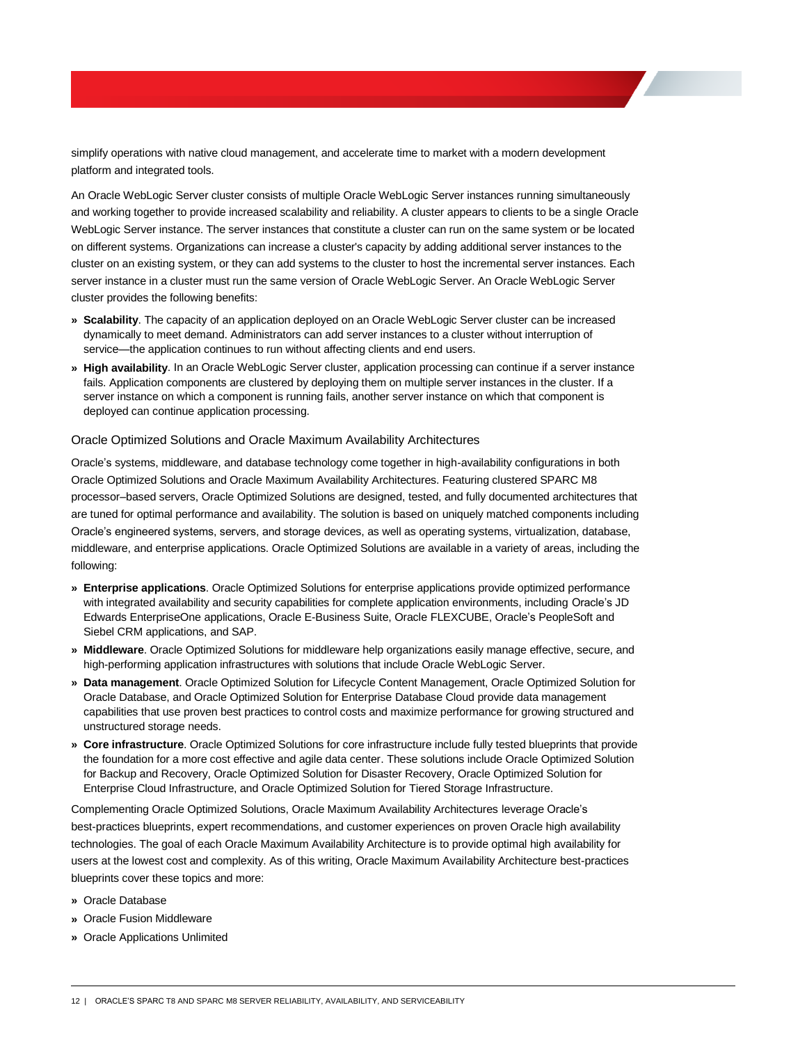simplify operations with native cloud management, and accelerate time to market with a modern development platform and integrated tools.

An Oracle WebLogic Server cluster consists of multiple Oracle WebLogic Server instances running simultaneously and working together to provide increased scalability and reliability. A cluster appears to clients to be a single Oracle WebLogic Server instance. The server instances that constitute a cluster can run on the same system or be located on different systems. Organizations can increase a cluster's capacity by adding additional server instances to the cluster on an existing system, or they can add systems to the cluster to host the incremental server instances. Each server instance in a cluster must run the same version of Oracle WebLogic Server. An Oracle WebLogic Server cluster provides the following benefits:

- **Scalability**. The capacity of an application deployed on an Oracle WebLogic Server cluster can be increased dynamically to meet demand. Administrators can add server instances to a cluster without interruption of service—the application continues to run without affecting clients and end users.
- **High availability**. In an Oracle WebLogic Server cluster, application processing can continue if a server instance fails. Application components are clustered by deploying them on multiple server instances in the cluster. If a server instance on which a component is running fails, another server instance on which that component is deployed can continue application processing.

### Oracle Optimized Solutions and Oracle Maximum Availability Architectures

Oracle's systems, middleware, and database technology come together in high-availability configurations in both Oracle Optimized Solutions and Oracle Maximum Availability Architectures. Featuring clustered SPARC M8 processor–based servers, Oracle Optimized Solutions are designed, tested, and fully documented architectures that are tuned for optimal performance and availability. The solution is based on uniquely matched components including Oracle's engineered systems, servers, and storage devices, as well as operating systems, virtualization, database, middleware, and enterprise applications. Oracle Optimized Solutions are available in a variety of areas, including the following:

- **Enterprise applications**. Oracle Optimized Solutions for enterprise applications provide optimized performance with integrated availability and security capabilities for complete application environments, including Oracle's JD Edwards EnterpriseOne applications, Oracle E-Business Suite, Oracle FLEXCUBE, Oracle's PeopleSoft and Siebel CRM applications, and SAP.
- **Middleware**. Oracle Optimized Solutions for middleware help organizations easily manage effective, secure, and high-performing application infrastructures with solutions that include Oracle WebLogic Server.
- **Data management**. Oracle Optimized Solution for Lifecycle Content Management, Oracle Optimized Solution for Oracle Database, and Oracle Optimized Solution for Enterprise Database Cloud provide data management capabilities that use proven best practices to control costs and maximize performance for growing structured and unstructured storage needs.
- **Core infrastructure**. Oracle Optimized Solutions for core infrastructure include fully tested blueprints that provide the foundation for a more cost effective and agile data center. These solutions include Oracle Optimized Solution for Backup and Recovery, Oracle Optimized Solution for Disaster Recovery, Oracle Optimized Solution for Enterprise Cloud Infrastructure, and Oracle Optimized Solution for Tiered Storage Infrastructure.

Complementing Oracle Optimized Solutions, Oracle Maximum Availability Architectures leverage Oracle's best-practices blueprints, expert recommendations, and customer experiences on proven Oracle high availability technologies. The goal of each Oracle Maximum Availability Architecture is to provide optimal high availability for users at the lowest cost and complexity. As of this writing, Oracle Maximum Availability Architecture best-practices blueprints cover these topics and more:

- Oracle Database
- Oracle Fusion Middleware
- Oracle Applications Unlimited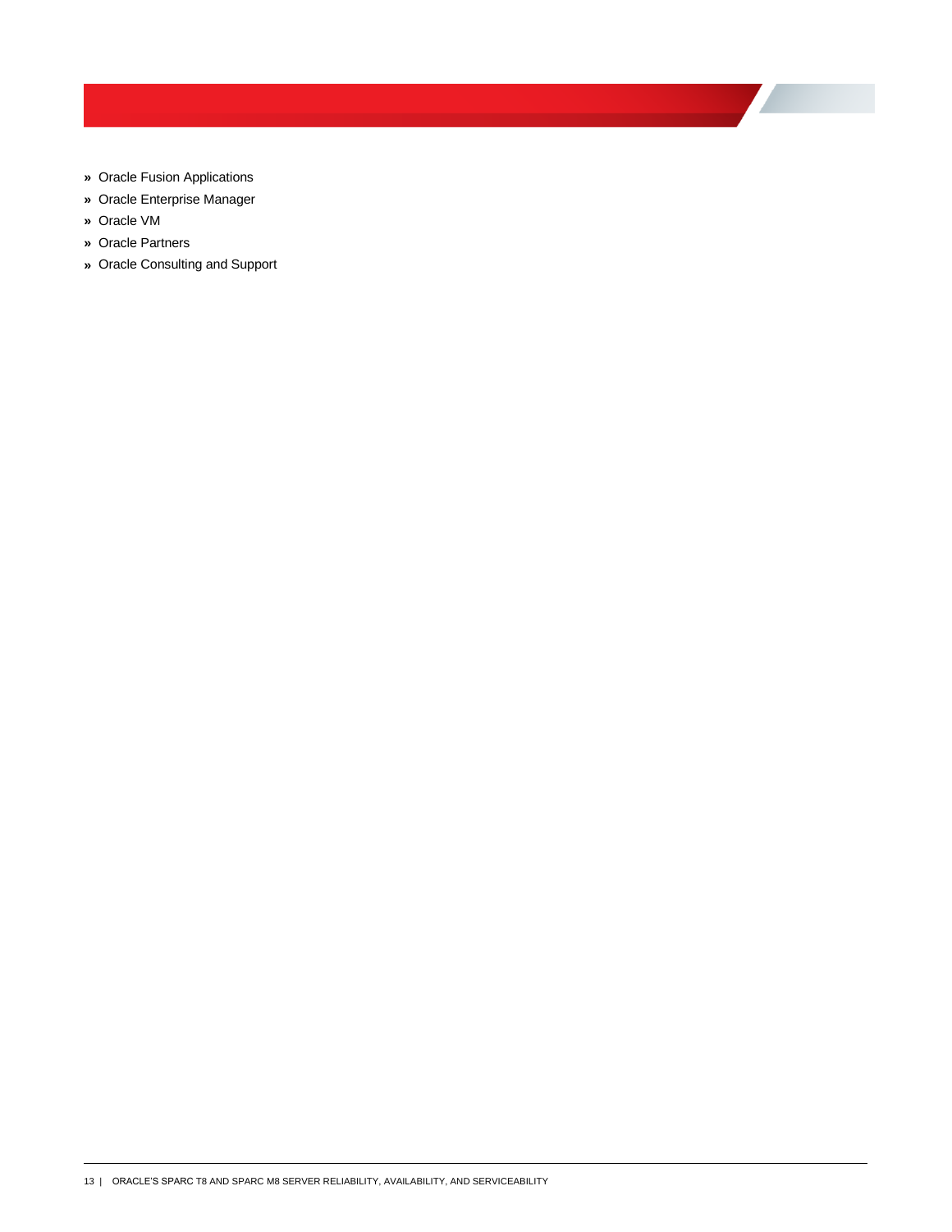- Oracle Fusion Applications
- Oracle Enterprise Manager
- Oracle VM
- Oracle Partners
- Oracle Consulting and Support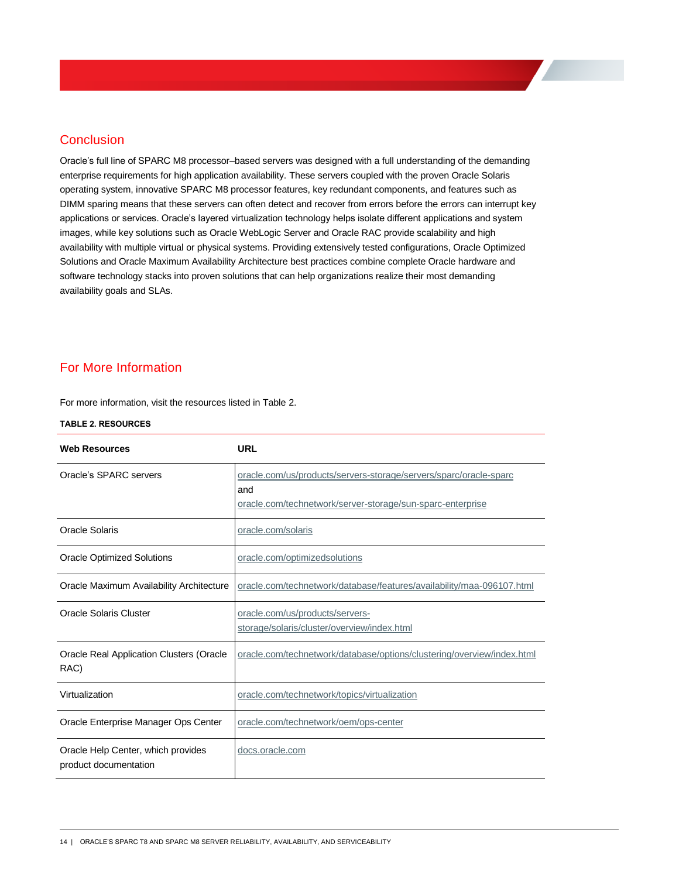## Conclusion

Oracle's full line of SPARC M8 processor–based servers was designed with a full understanding of the demanding enterprise requirements for high application availability. These servers coupled with the proven Oracle Solaris operating system, innovative SPARC M8 processor features, key redundant components, and features such as DIMM sparing means that these servers can often detect and recover from errors before the errors can interrupt key applications or services. Oracle's layered virtualization technology helps isolate different applications and system images, while key solutions such as Oracle WebLogic Server and Oracle RAC provide scalability and high availability with multiple virtual or physical systems. Providing extensively tested configurations, Oracle Optimized Solutions and Oracle Maximum Availability Architecture best practices combine complete Oracle hardware and software technology stacks into proven solutions that can help organizations realize their most demanding availability goals and SLAs.

## For More Information

For more information, visit the resources listed in Table 2.

**TABLE 2. RESOURCES**

| Web Resources | URL |
|---|---|
| Oracle's SPARC servers | oracle.com/us/products/servers-storage/servers/sparc/oracle-sparc and oracle.com/technetwork/server-storage/sun-sparc-enterprise |
| Oracle Solaris | oracle.com/solaris |
| Oracle Optimized Solutions | oracle.com/optimizedsolutions |
| Oracle Maximum Availability Architecture | oracle.com/technetwork/database/features/availability/maa-096107.html |
| Oracle Solaris Cluster | oracle.com/us/products/servers-storage/solaris/cluster/overview/index.html |
| Oracle Real Application Clusters (Oracle RAC) | oracle.com/technetwork/database/options/clustering/overview/index.html |
| Virtualization | oracle.com/technetwork/topics/virtualization |
| Oracle Enterprise Manager Ops Center | oracle.com/technetwork/oem/ops-center |
| Oracle Help Center, which provides product documentation | docs.oracle.com |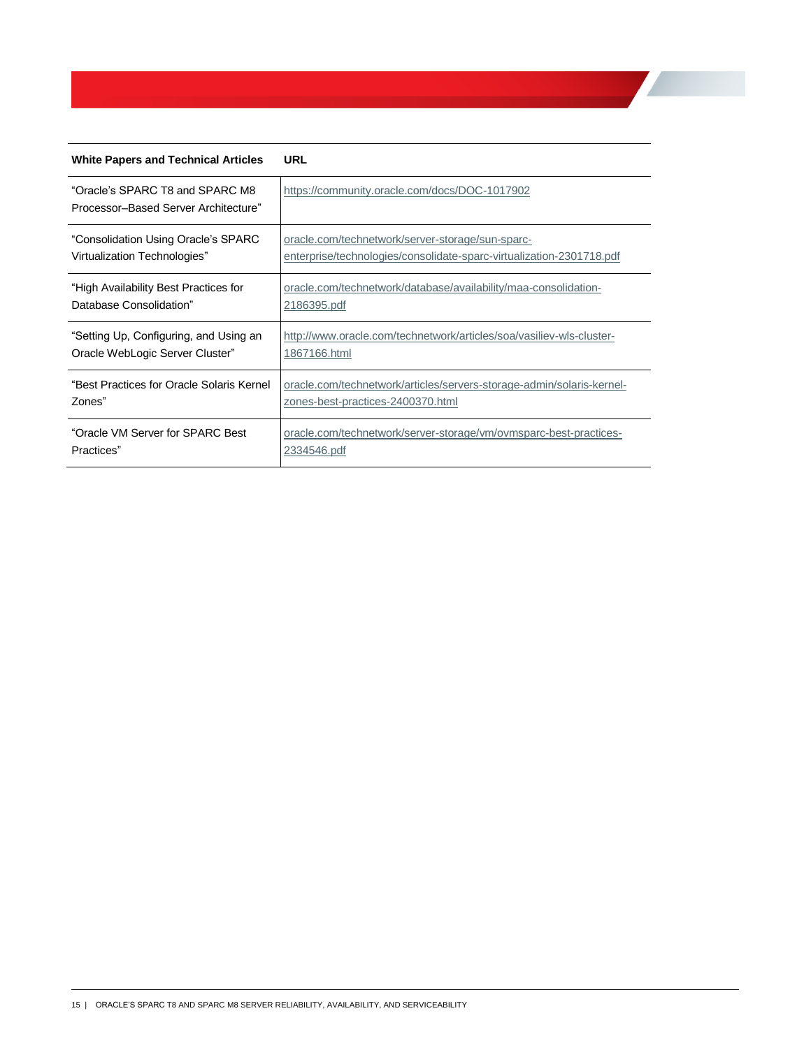| White Papers and Technical Articles | URL |
| --- | --- |
| "Oracle's SPARC T8 and SPARC M8 Processor–Based Server Architecture" | https://community.oracle.com/docs/DOC-1017902 |
| "Consolidation Using Oracle's SPARC Virtualization Technologies" | oracle.com/technetwork/server-storage/sun-sparc-enterprise/technologies/consolidate-sparc-virtualization-2301718.pdf |
| "High Availability Best Practices for Database Consolidation" | oracle.com/technetwork/database/availability/maa-consolidation-2186395.pdf |
| "Setting Up, Configuring, and Using an Oracle WebLogic Server Cluster" | http://www.oracle.com/technetwork/articles/soa/vasiliev-wls-cluster-1867166.html |
| "Best Practices for Oracle Solaris Kernel Zones" | oracle.com/technetwork/articles/servers-storage-admin/solaris-kernel-zones-best-practices-2400370.html |
| "Oracle VM Server for SPARC Best Practices" | oracle.com/technetwork/server-storage/vm/ovmsparc-best-practices-2334546.pdf |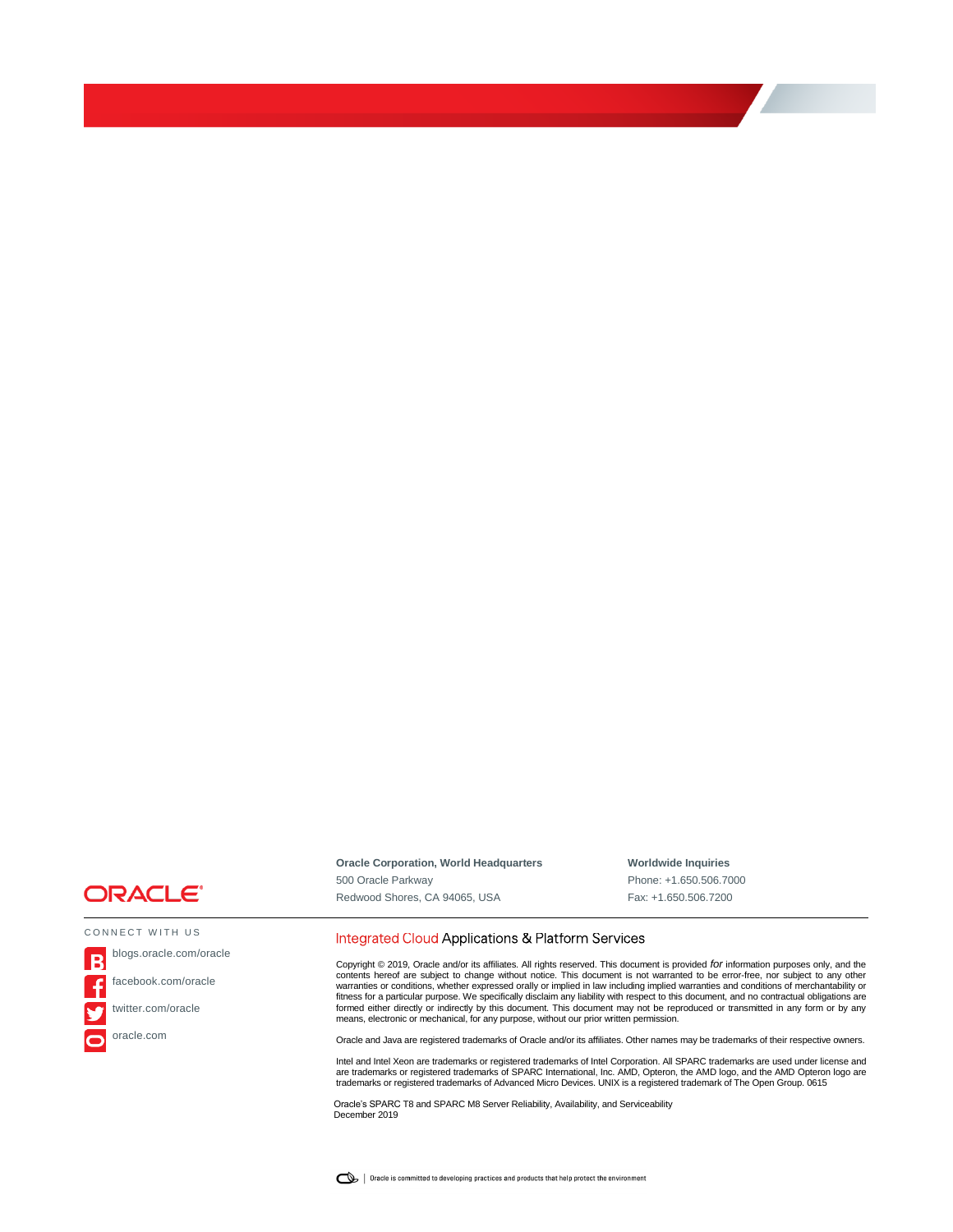ORACLE

**Oracle Corporation, World Headquarters**
500 Oracle Parkway
Redwood Shores, CA 94065, USA

**Worldwide Inquiries**
Phone: +1.650.506.7000
Fax: +1.650.506.7200

CONNECT WITH US

- blogs.oracle.com/oracle
- facebook.com/oracle
- twitter.com/oracle
- oracle.com

Integrated Cloud Applications & Platform Services

Copyright © 2019, Oracle and/or its affiliates. All rights reserved. This document is provided *for* information purposes only, and the contents hereof are subject to change without notice. This document is not warranted to be error-free, nor subject to any other warranties or conditions, whether expressed orally or implied in law including implied warranties and conditions of merchantability or fitness for a particular purpose. We specifically disclaim any liability with respect to this document, and no contractual obligations are formed either directly or indirectly by this document. This document may not be reproduced or transmitted in any form or by any means, electronic or mechanical, for any purpose, without our prior written permission.

Oracle and Java are registered trademarks of Oracle and/or its affiliates. Other names may be trademarks of their respective owners.

Intel and Intel Xeon are trademarks or registered trademarks of Intel Corporation. All SPARC trademarks are used under license and are trademarks or registered trademarks of SPARC International, Inc. AMD, Opteron, the AMD logo, and the AMD Opteron logo are trademarks or registered trademarks of Advanced Micro Devices. UNIX is a registered trademark of The Open Group. 0615

Oracle's SPARC T8 and SPARC M8 Server Reliability, Availability, and Serviceability
December 2019

Oracle is committed to developing practices and products that help protect the environment